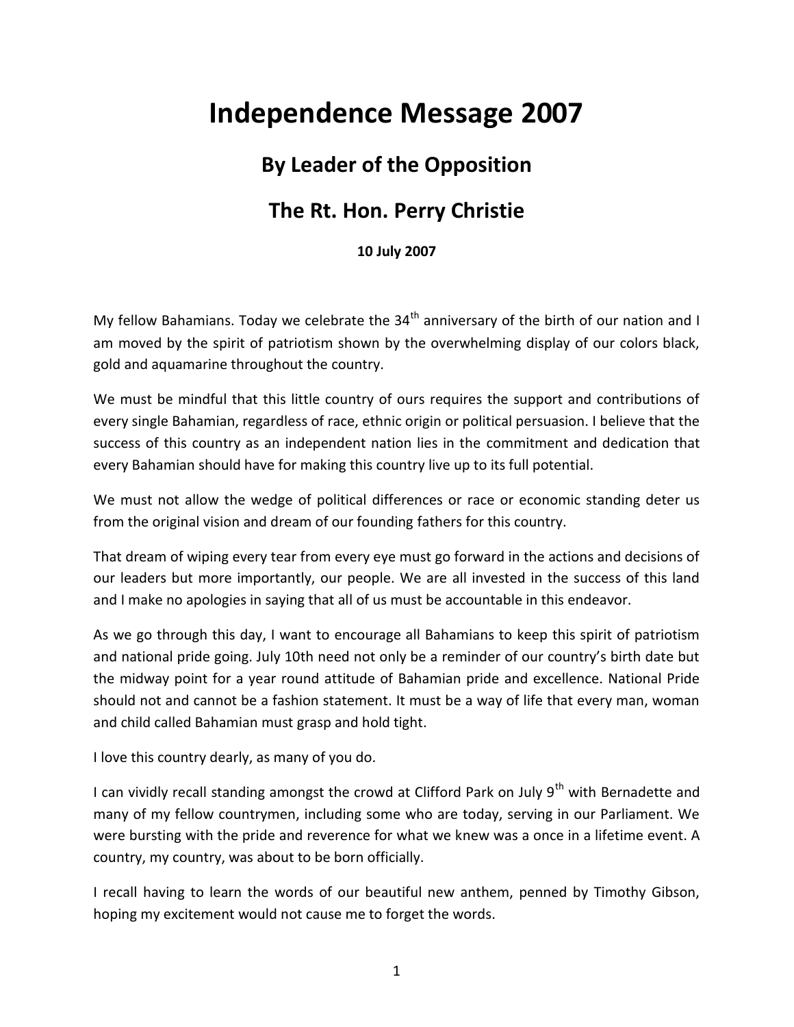# Independence Message 2007

## By Leader of the Opposition

## The Rt. Hon. Perry Christie

**10 July 2007**

My fellow Bahamians. Today we celebrate the 34th anniversary of the birth of our nation and I am moved by the spirit of patriotism shown by the overwhelming display of our colors black, gold and aquamarine throughout the country.

We must be mindful that this little country of ours requires the support and contributions of every single Bahamian, regardless of race, ethnic origin or political persuasion. I believe that the success of this country as an independent nation lies in the commitment and dedication that every Bahamian should have for making this country live up to its full potential.

We must not allow the wedge of political differences or race or economic standing deter us from the original vision and dream of our founding fathers for this country.

That dream of wiping every tear from every eye must go forward in the actions and decisions of our leaders but more importantly, our people. We are all invested in the success of this land and I make no apologies in saying that all of us must be accountable in this endeavor.

As we go through this day, I want to encourage all Bahamians to keep this spirit of patriotism and national pride going. July 10th need not only be a reminder of our country's birth date but the midway point for a year round attitude of Bahamian pride and excellence. National Pride should not and cannot be a fashion statement. It must be a way of life that every man, woman and child called Bahamian must grasp and hold tight.

I love this country dearly, as many of you do.

I can vividly recall standing amongst the crowd at Clifford Park on July 9th with Bernadette and many of my fellow countrymen, including some who are today, serving in our Parliament. We were bursting with the pride and reverence for what we knew was a once in a lifetime event. A country, my country, was about to be born officially.

I recall having to learn the words of our beautiful new anthem, penned by Timothy Gibson, hoping my excitement would not cause me to forget the words.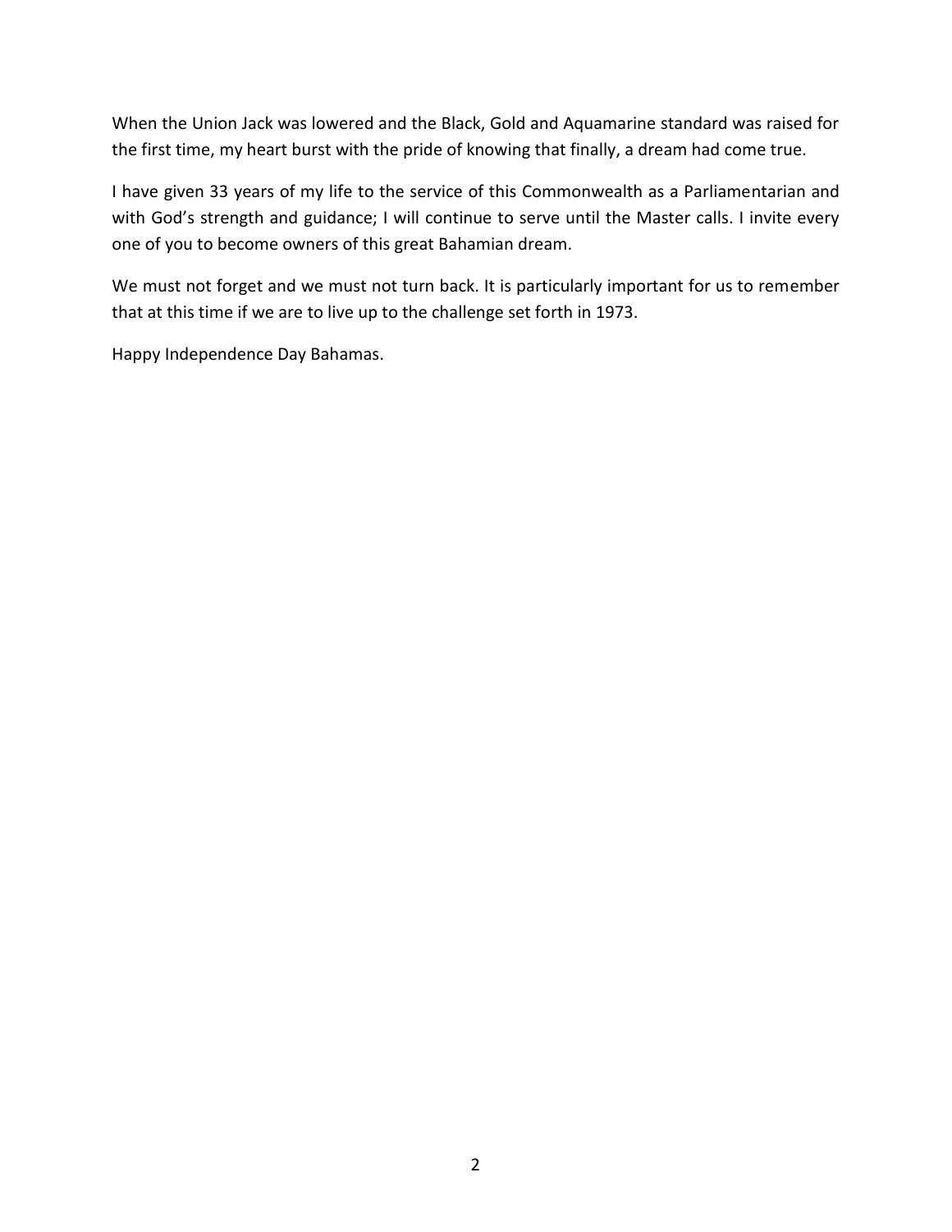When the Union Jack was lowered and the Black, Gold and Aquamarine standard was raised for the first time, my heart burst with the pride of knowing that finally, a dream had come true.

I have given 33 years of my life to the service of this Commonwealth as a Parliamentarian and with God's strength and guidance; I will continue to serve until the Master calls. I invite every one of you to become owners of this great Bahamian dream.

We must not forget and we must not turn back. It is particularly important for us to remember that at this time if we are to live up to the challenge set forth in 1973.

Happy Independence Day Bahamas.